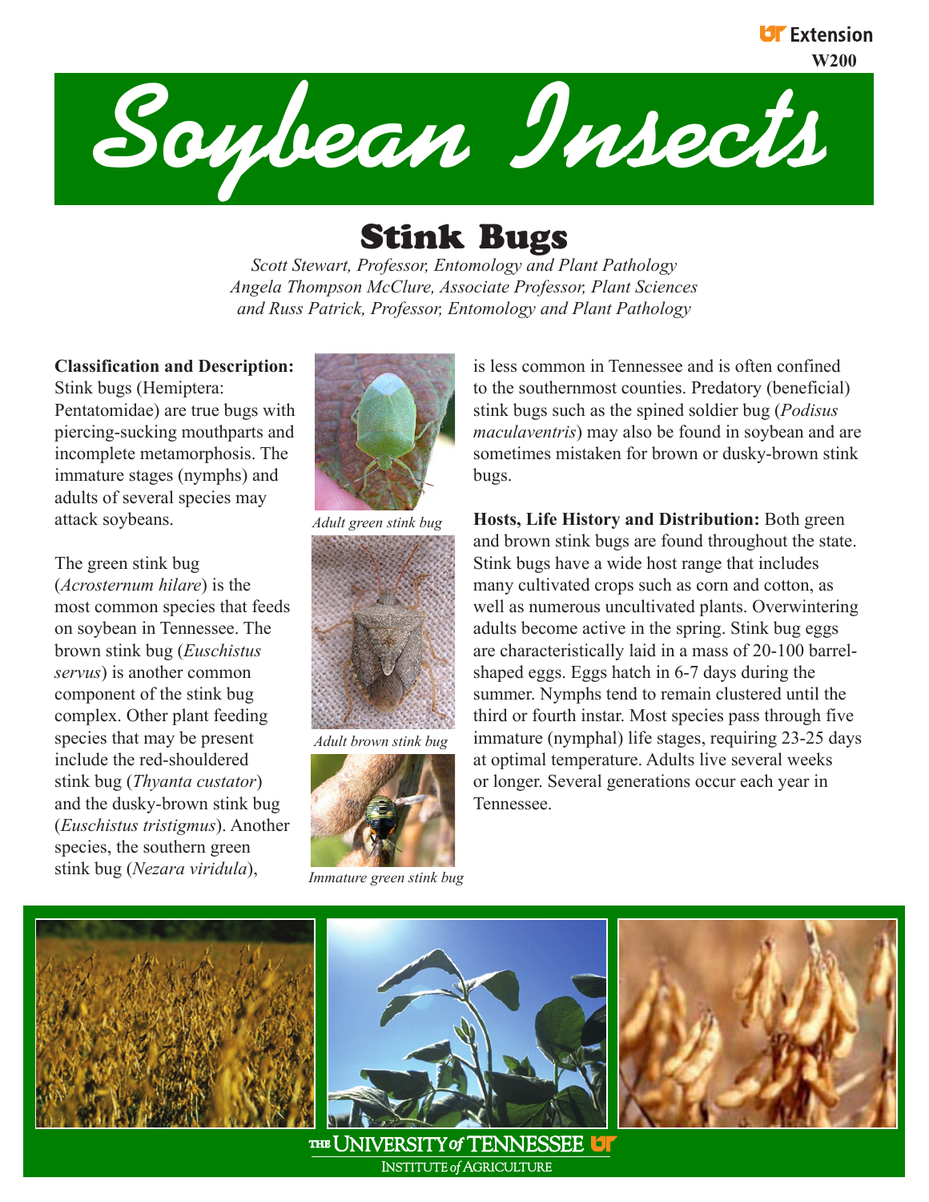UT Extension
W200

# Soybean Insects

## Stink Bugs

*Scott Stewart, Professor, Entomology and Plant Pathology*
*Angela Thompson McClure, Associate Professor, Plant Sciences*
*and Russ Patrick, Professor, Entomology and Plant Pathology*

**Classification and Description:** Stink bugs (Hemiptera: Pentatomidae) are true bugs with piercing-sucking mouthparts and incomplete metamorphosis. The immature stages (nymphs) and adults of several species may attack soybeans.

The green stink bug (*Acrosternum hilare*) is the most common species that feeds on soybean in Tennessee. The brown stink bug (*Euschistus servus*) is another common component of the stink bug complex. Other plant feeding species that may be present include the red-shouldered stink bug (*Thyanta custator*) and the dusky-brown stink bug (*Euschistus tristigmus*). Another species, the southern green stink bug (*Nezara viridula*), is less common in Tennessee and is often confined to the southernmost counties. Predatory (beneficial) stink bugs such as the spined soldier bug (*Podisus maculaventris*) may also be found in soybean and are sometimes mistaken for brown or dusky-brown stink bugs.

*Adult green stink bug*

*Adult brown stink bug*

*Immature green stink bug*

**Hosts, Life History and Distribution:** Both green and brown stink bugs are found throughout the state. Stink bugs have a wide host range that includes many cultivated crops such as corn and cotton, as well as numerous uncultivated plants. Overwintering adults become active in the spring. Stink bug eggs are characteristically laid in a mass of 20-100 barrel-shaped eggs. Eggs hatch in 6-7 days during the summer. Nymphs tend to remain clustered until the third or fourth instar. Most species pass through five immature (nymphal) life stages, requiring 23-25 days at optimal temperature. Adults live several weeks or longer. Several generations occur each year in Tennessee.

THE UNIVERSITY of TENNESSEE UT
INSTITUTE of AGRICULTURE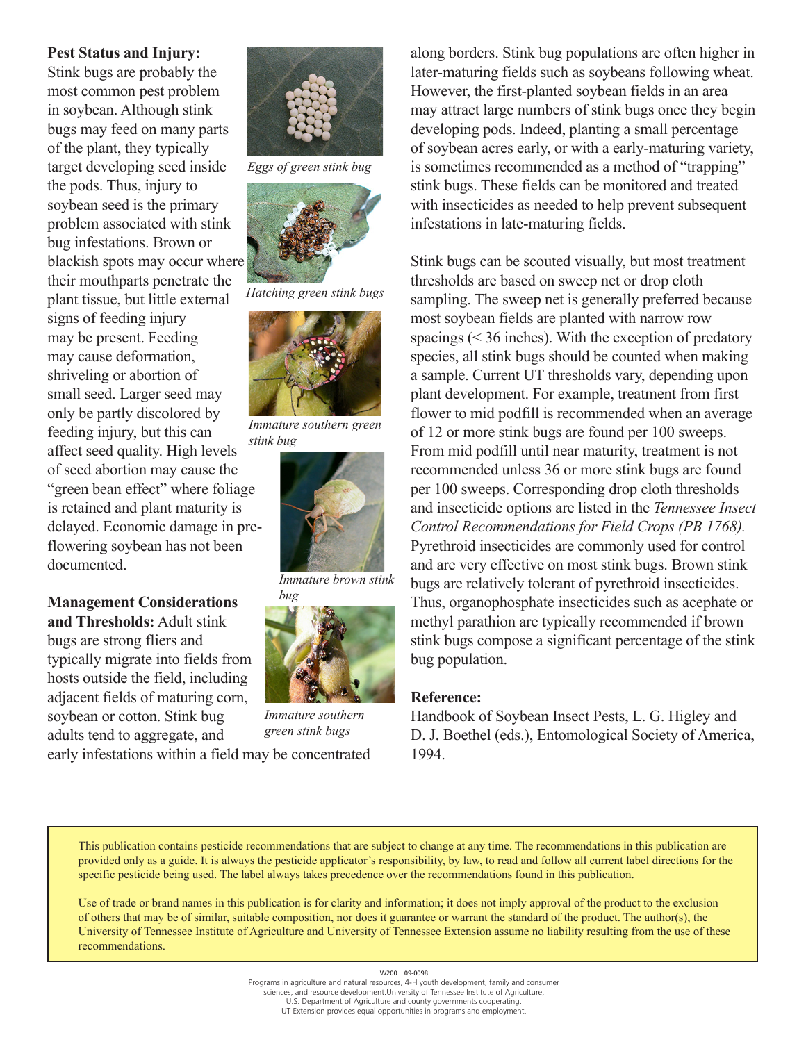**Pest Status and Injury:** Stink bugs are probably the most common pest problem in soybean. Although stink bugs may feed on many parts of the plant, they typically target developing seed inside the pods. Thus, injury to soybean seed is the primary problem associated with stink bug infestations. Brown or blackish spots may occur where their mouthparts penetrate the plant tissue, but little external signs of feeding injury may be present. Feeding may cause deformation, shriveling or abortion of small seed. Larger seed may only be partly discolored by feeding injury, but this can affect seed quality. High levels of seed abortion may cause the "green bean effect" where foliage is retained and plant maturity is delayed. Economic damage in pre-flowering soybean has not been documented.

*Eggs of green stink bug*

*Hatching green stink bugs*

*Immature southern green stink bug*

*Immature brown stink bug*

*Immature southern green stink bugs*

**Management Considerations and Thresholds:** Adult stink bugs are strong fliers and typically migrate into fields from hosts outside the field, including adjacent fields of maturing corn, soybean or cotton. Stink bug adults tend to aggregate, and early infestations within a field may be concentrated along borders. Stink bug populations are often higher in later-maturing fields such as soybeans following wheat. However, the first-planted soybean fields in an area may attract large numbers of stink bugs once they begin developing pods. Indeed, planting a small percentage of soybean acres early, or with a early-maturing variety, is sometimes recommended as a method of "trapping" stink bugs. These fields can be monitored and treated with insecticides as needed to help prevent subsequent infestations in late-maturing fields.

Stink bugs can be scouted visually, but most treatment thresholds are based on sweep net or drop cloth sampling. The sweep net is generally preferred because most soybean fields are planted with narrow row spacings (< 36 inches). With the exception of predatory species, all stink bugs should be counted when making a sample. Current UT thresholds vary, depending upon plant development. For example, treatment from first flower to mid podfill is recommended when an average of 12 or more stink bugs are found per 100 sweeps. From mid podfill until near maturity, treatment is not recommended unless 36 or more stink bugs are found per 100 sweeps. Corresponding drop cloth thresholds and insecticide options are listed in the *Tennessee Insect Control Recommendations for Field Crops (PB 1768).* Pyrethroid insecticides are commonly used for control and are very effective on most stink bugs. Brown stink bugs are relatively tolerant of pyrethroid insecticides. Thus, organophosphate insecticides such as acephate or methyl parathion are typically recommended if brown stink bugs compose a significant percentage of the stink bug population.

**Reference:**

Handbook of Soybean Insect Pests, L. G. Higley and D. J. Boethel (eds.), Entomological Society of America, 1994.

---

This publication contains pesticide recommendations that are subject to change at any time. The recommendations in this publication are provided only as a guide. It is always the pesticide applicator's responsibility, by law, to read and follow all current label directions for the specific pesticide being used. The label always takes precedence over the recommendations found in this publication.

Use of trade or brand names in this publication is for clarity and information; it does not imply approval of the product to the exclusion of others that may be of similar, suitable composition, nor does it guarantee or warrant the standard of the product. The author(s), the University of Tennessee Institute of Agriculture and University of Tennessee Extension assume no liability resulting from the use of these recommendations.

---

W200 09-0098

Programs in agriculture and natural resources, 4-H youth development, family and consumer sciences, and resource development.University of Tennessee Institute of Agriculture, U.S. Department of Agriculture and county governments cooperating. UT Extension provides equal opportunities in programs and employment.